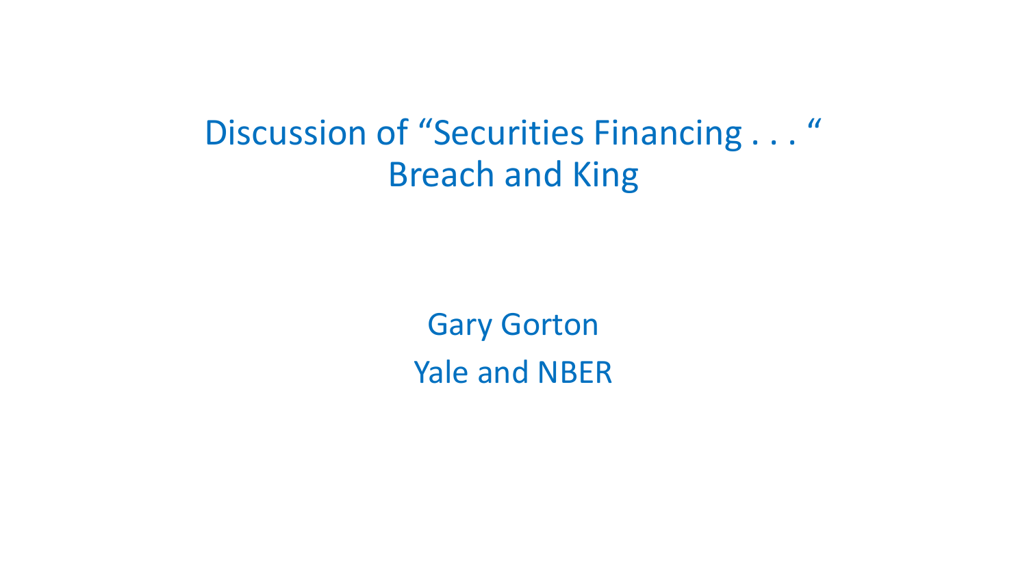# Discussion of “Securities Financing . . . “ Breach and King

Gary Gorton

Yale and NBER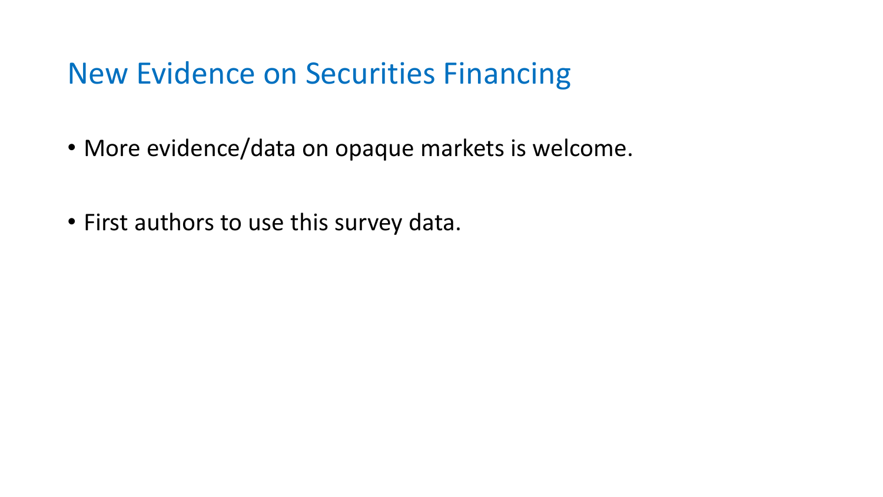# New Evidence on Securities Financing

- More evidence/data on opaque markets is welcome.

- First authors to use this survey data.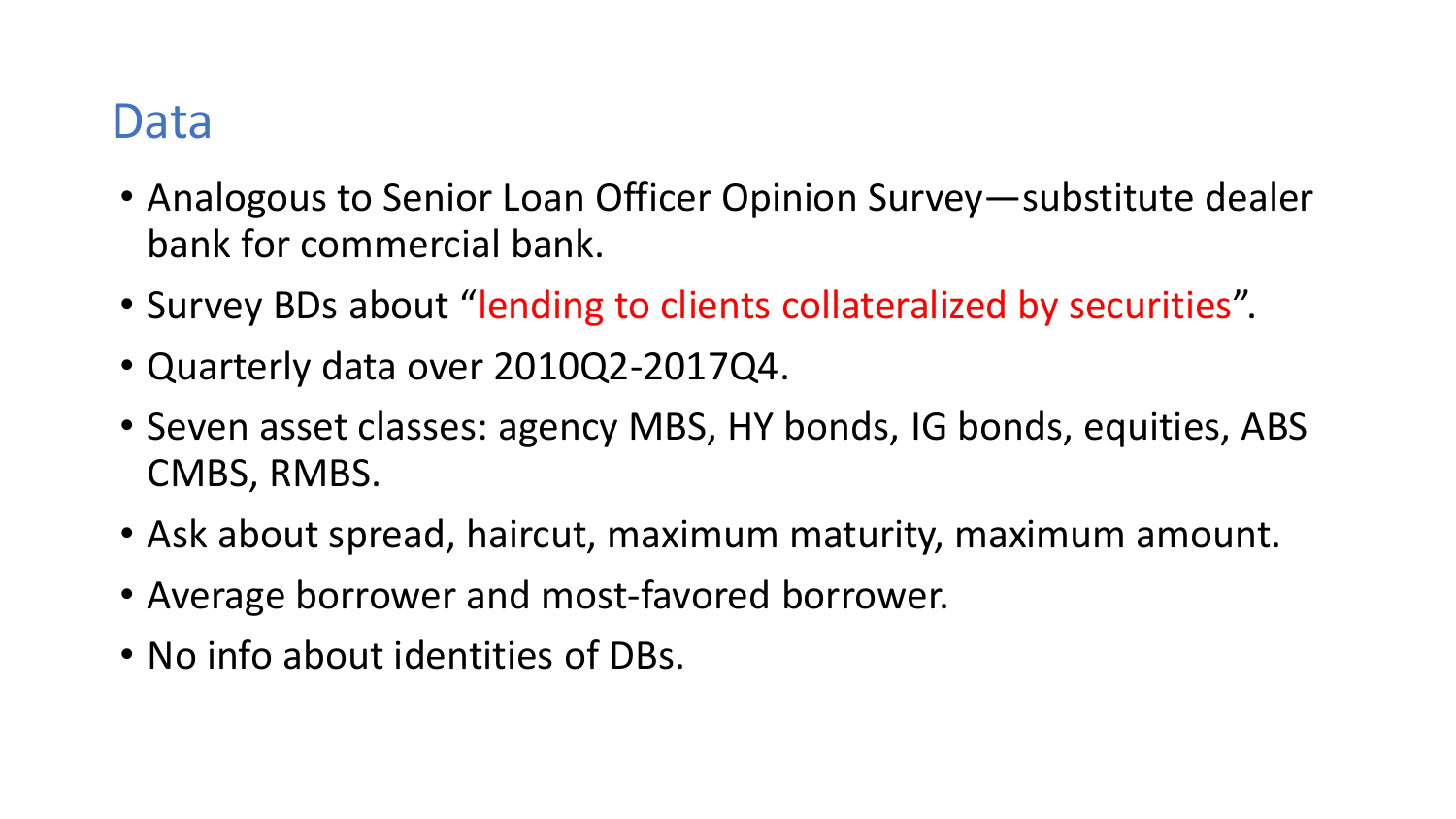# Data

- Analogous to Senior Loan Officer Opinion Survey—substitute dealer bank for commercial bank.
- Survey BDs about "lending to clients collateralized by securities".
- Quarterly data over 2010Q2-2017Q4.
- Seven asset classes: agency MBS, HY bonds, IG bonds, equities, ABS CMBS, RMBS.
- Ask about spread, haircut, maximum maturity, maximum amount.
- Average borrower and most-favored borrower.
- No info about identities of DBs.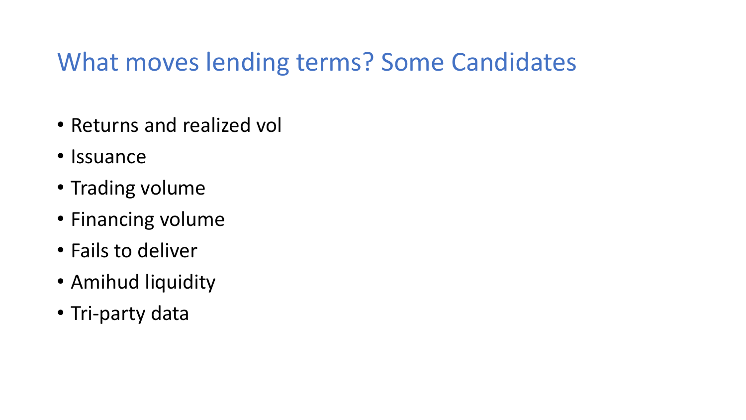# What moves lending terms? Some Candidates

- Returns and realized vol
- Issuance
- Trading volume
- Financing volume
- Fails to deliver
- Amihud liquidity
- Tri-party data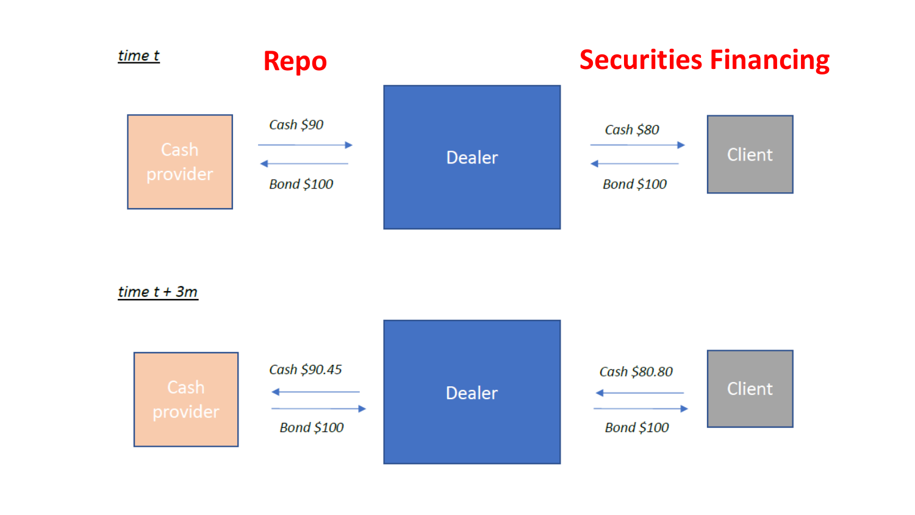*time t*

**Repo**

**Securities Financing**

| Cash provider | | Dealer | | Client |
|---|---|---|---|---|
| | Cash $90 → | | Cash $80 → | |
| | ← Bond $100 | | ← Bond $100 | |

*time t + 3m*

| Cash provider | | Dealer | | Client |
|---|---|---|---|---|
| | ← Cash $90.45 | | ← Cash $80.80 | |
| | Bond $100 → | | Bond $100 → | |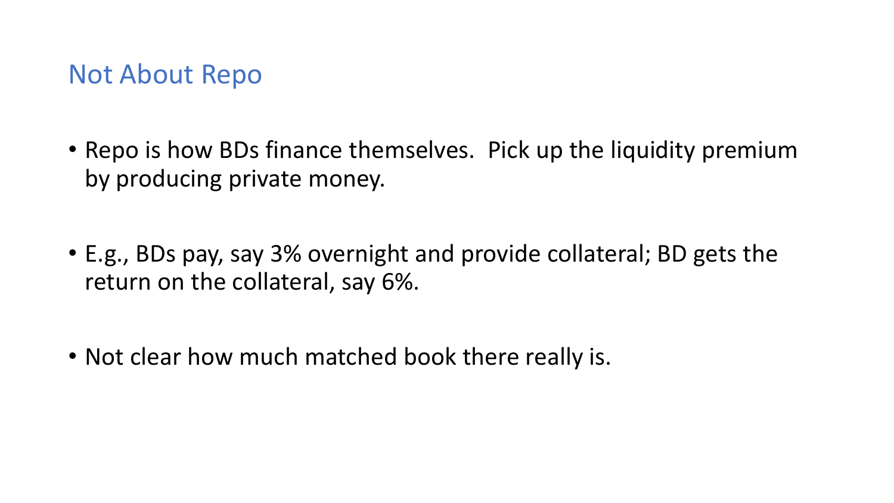## Not About Repo

- Repo is how BDs finance themselves. Pick up the liquidity premium by producing private money.
- E.g., BDs pay, say 3% overnight and provide collateral; BD gets the return on the collateral, say 6%.
- Not clear how much matched book there really is.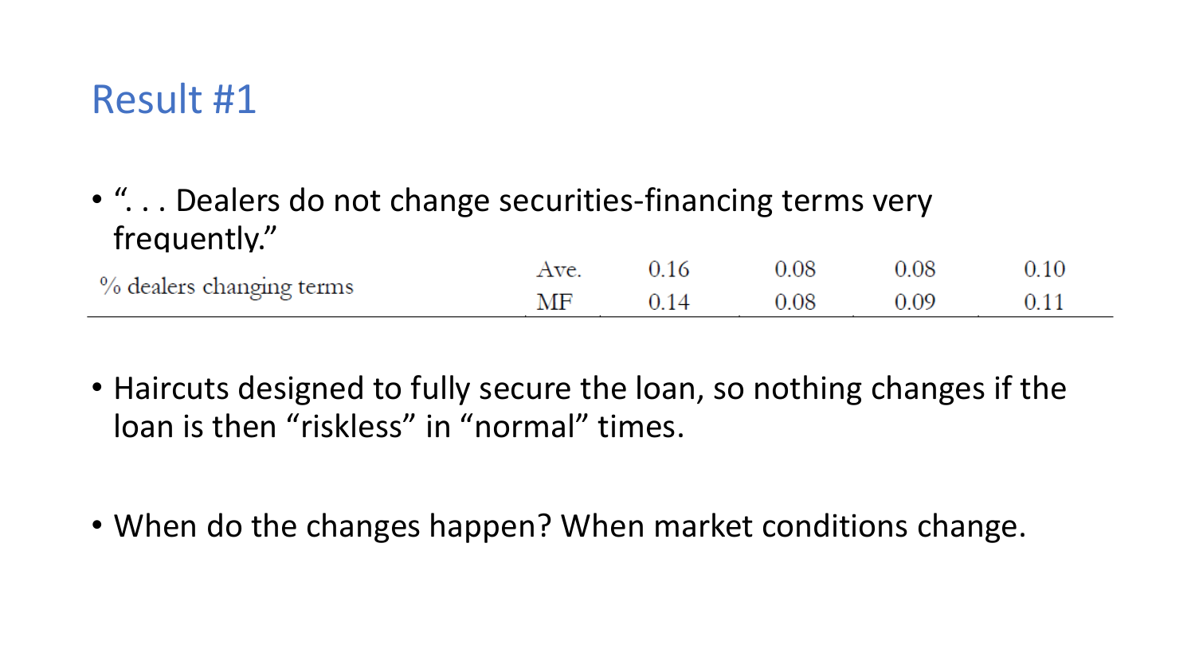# Result #1

- ". . . Dealers do not change securities-financing terms very frequently."

| | | | | | |
|---|---|---|---|---|---|
| % dealers changing terms | Ave. | 0.16 | 0.08 | 0.08 | 0.10 |
| | MF | 0.14 | 0.08 | 0.09 | 0.11 |

- Haircuts designed to fully secure the loan, so nothing changes if the loan is then "riskless" in "normal" times.

- When do the changes happen? When market conditions change.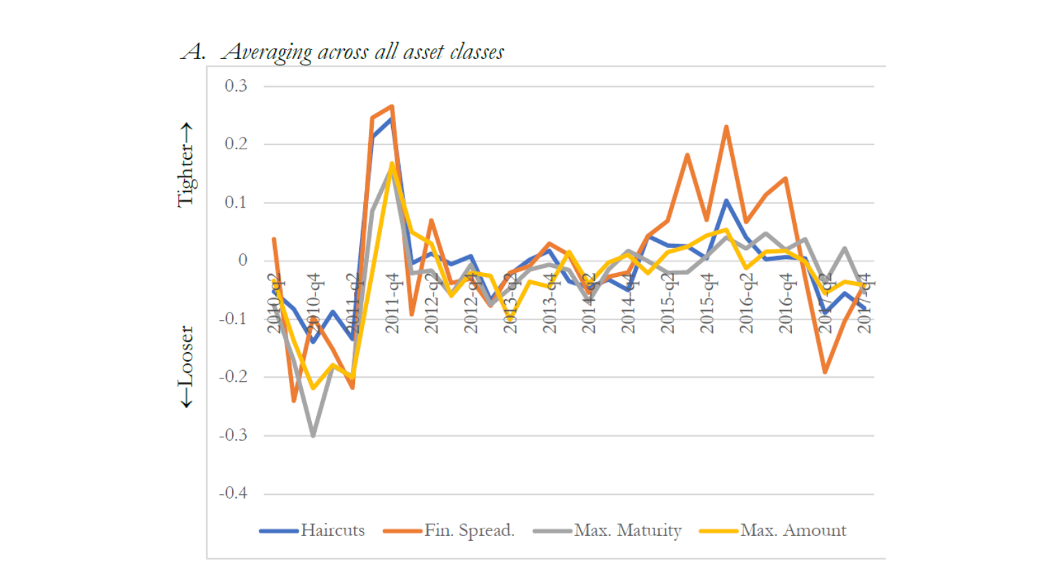*A. Averaging across all asset classes*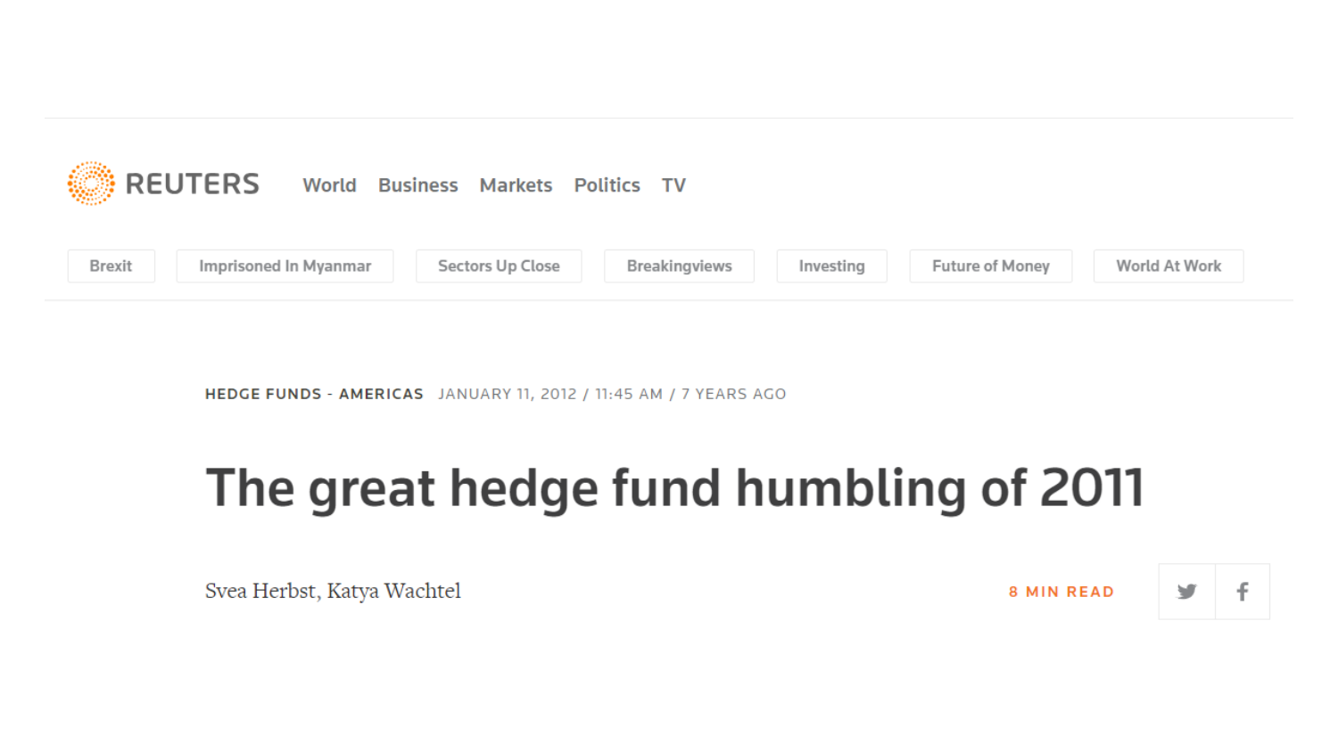REUTERS World Business Markets Politics TV

Brexit | Imprisoned In Myanmar | Sectors Up Close | Breakingviews | Investing | Future of Money | World At Work

HEDGE FUNDS - AMERICAS JANUARY 11, 2012 / 11:45 AM / 7 YEARS AGO

# The great hedge fund humbling of 2011

Svea Herbst, Katya Wachtel

8 MIN READ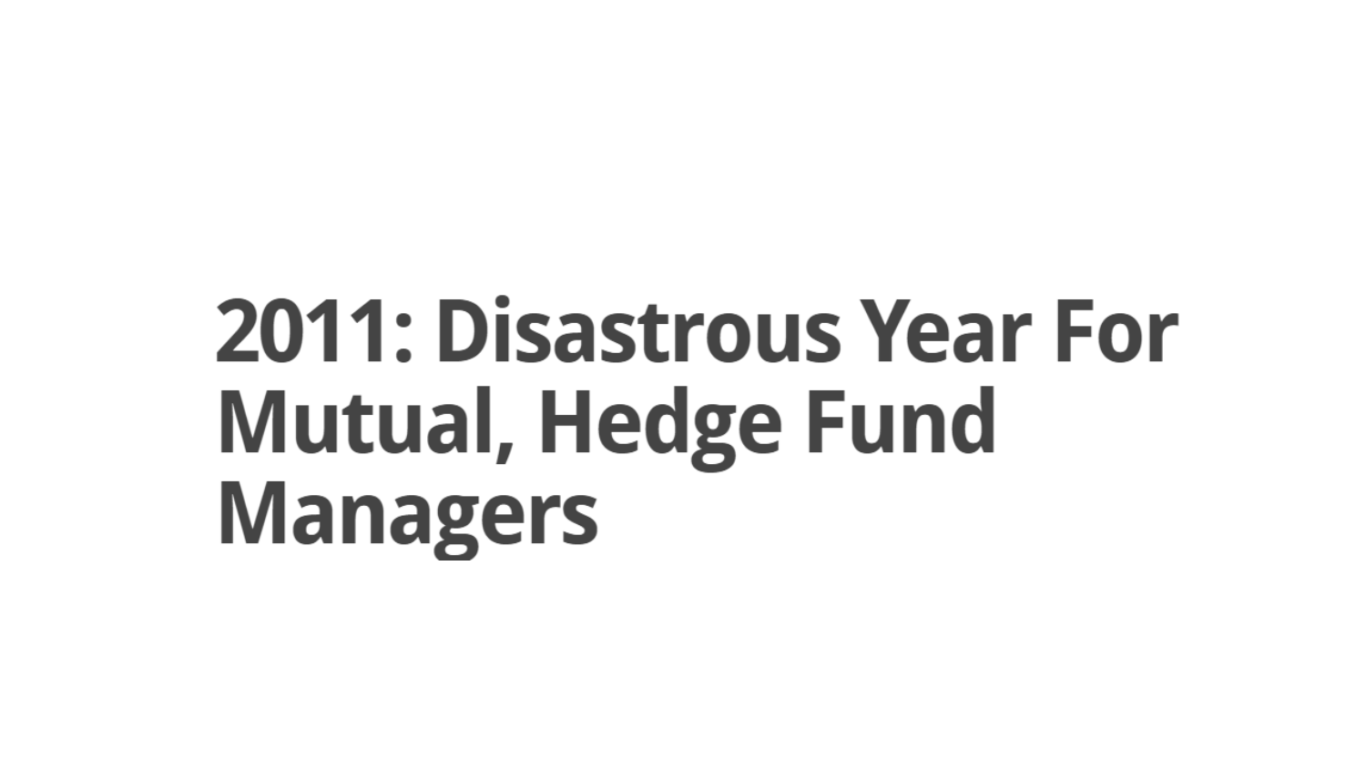# 2011: Disastrous Year For Mutual, Hedge Fund Managers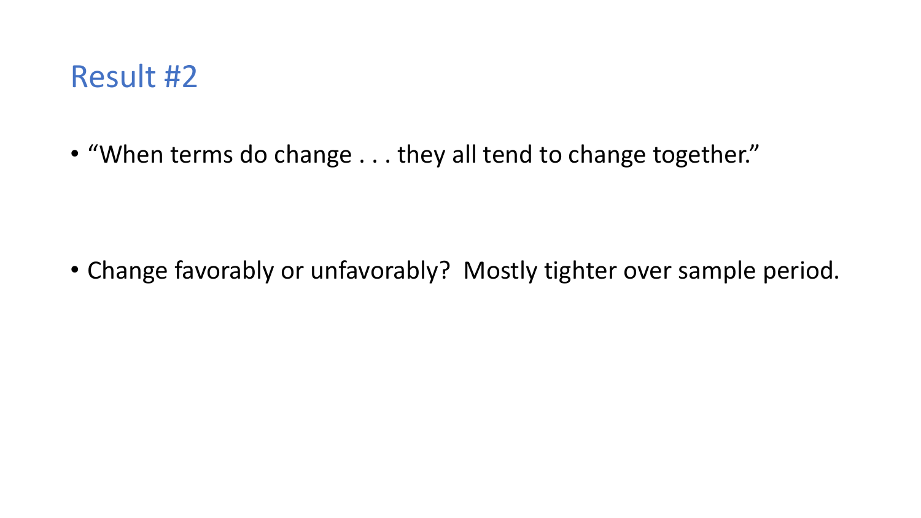# Result #2

- “When terms do change . . . they all tend to change together.”

- Change favorably or unfavorably? Mostly tighter over sample period.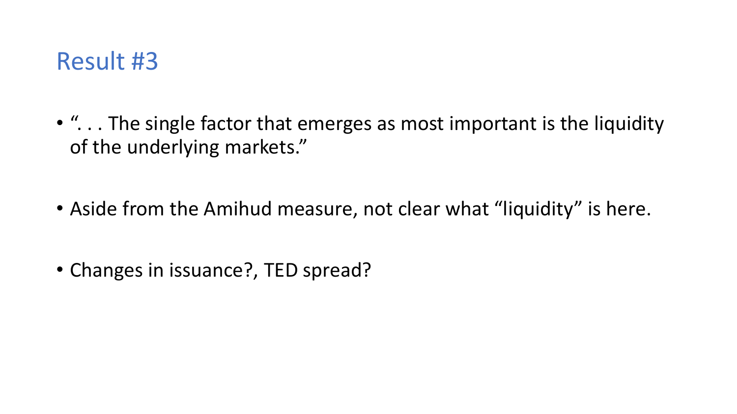# Result #3

- ". . . The single factor that emerges as most important is the liquidity of the underlying markets."
- Aside from the Amihud measure, not clear what "liquidity" is here.
- Changes in issuance?, TED spread?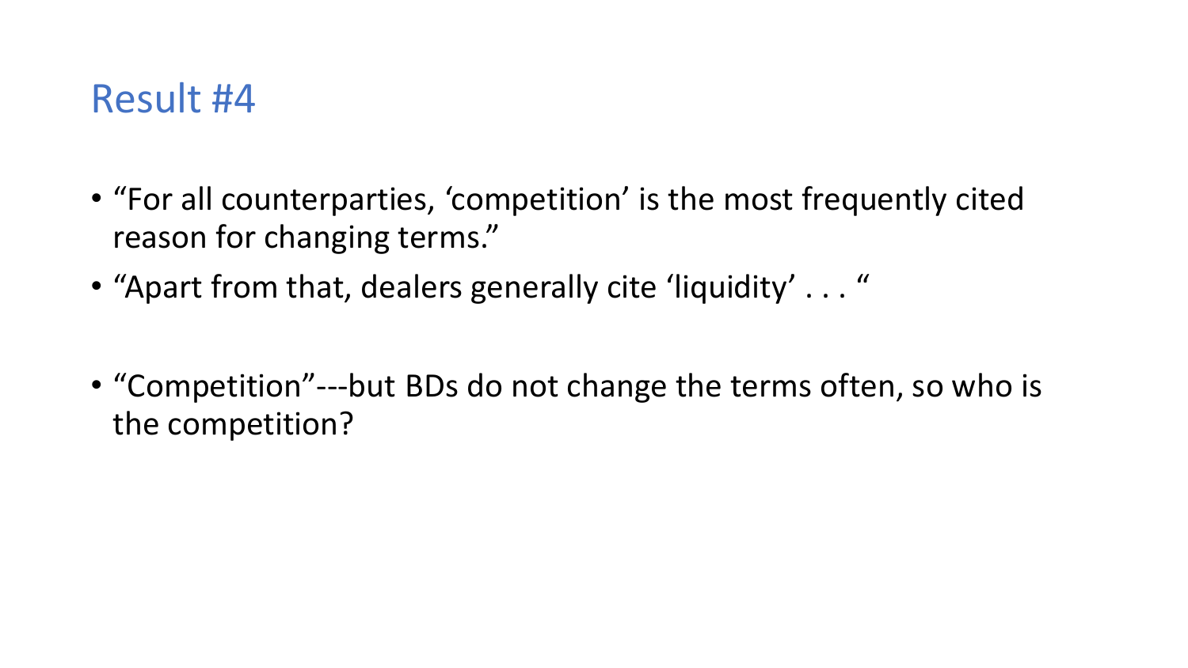# Result #4

- "For all counterparties, 'competition' is the most frequently cited reason for changing terms."
- "Apart from that, dealers generally cite 'liquidity' . . . "

- "Competition"---but BDs do not change the terms often, so who is the competition?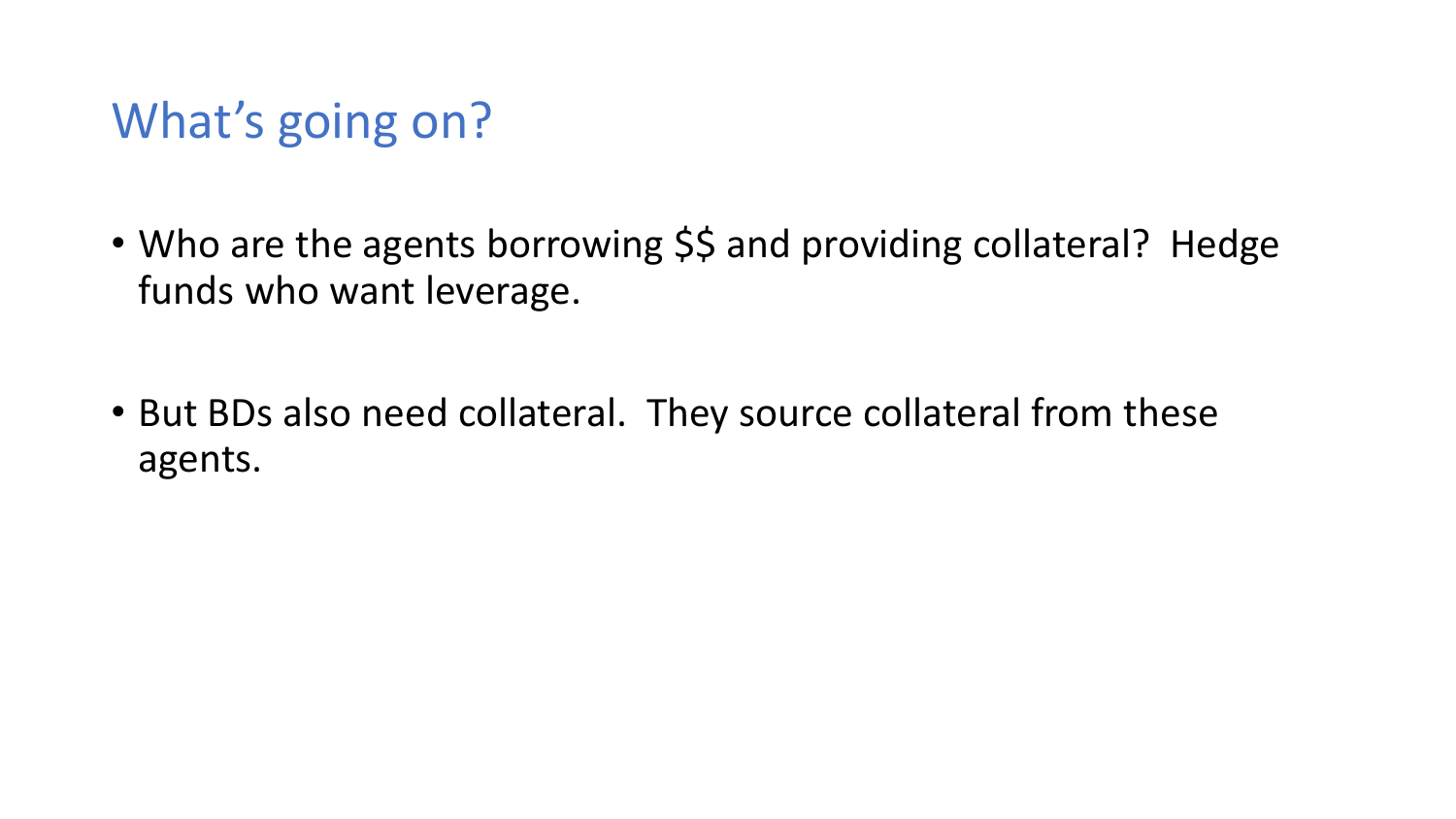# What’s going on?

- Who are the agents borrowing $$ and providing collateral? Hedge funds who want leverage.

- But BDs also need collateral. They source collateral from these agents.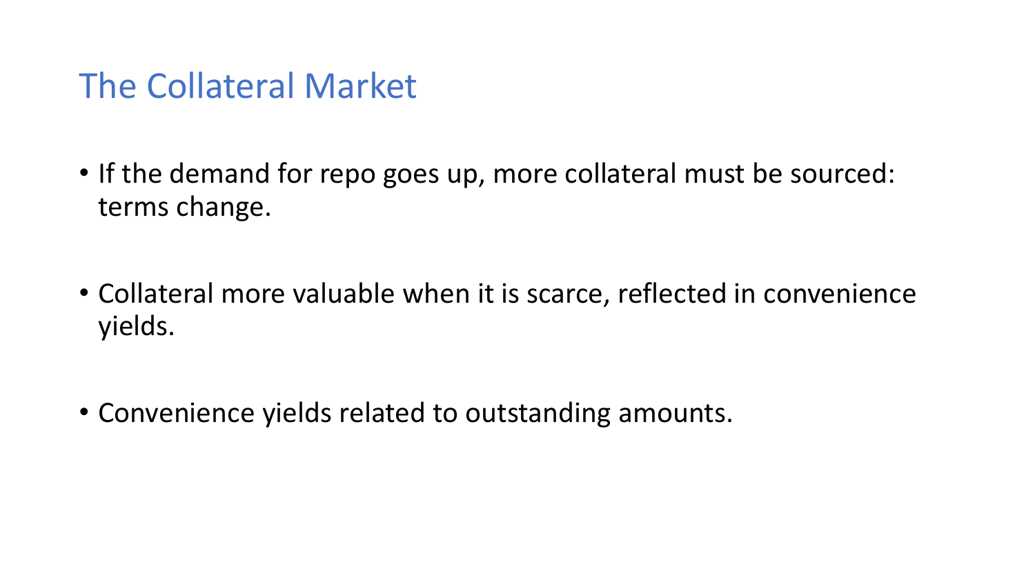# The Collateral Market

- If the demand for repo goes up, more collateral must be sourced: terms change.

- Collateral more valuable when it is scarce, reflected in convenience yields.

- Convenience yields related to outstanding amounts.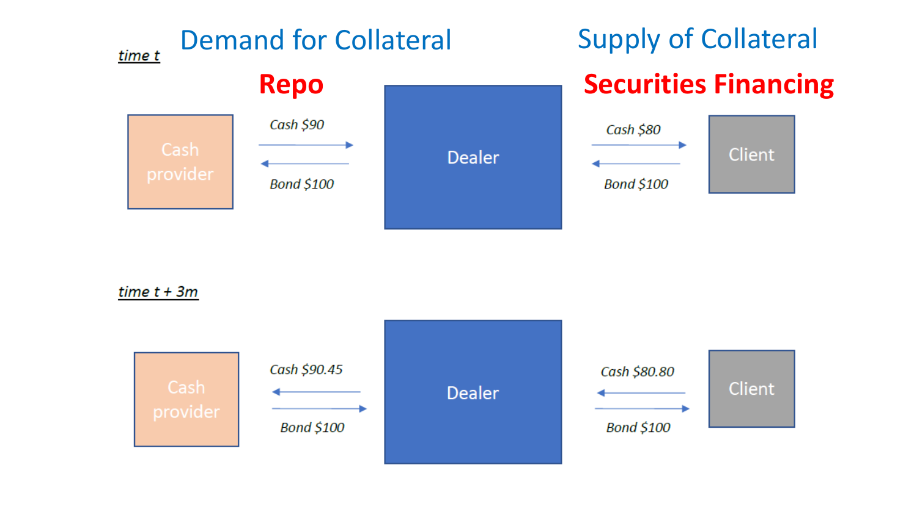## Demand for Collateral — Repo

## Supply of Collateral — Securities Financing

*time t*

| Cash provider | Flow | Dealer | Flow | Client |
|---|---|---|---|---|
| Cash provider | *Cash $90* → | Dealer | *Cash $80* → | Client |
| Cash provider | ← *Bond $100* | Dealer | ← *Bond $100* | Client |

*time t + 3m*

| Cash provider | Flow | Dealer | Flow | Client |
|---|---|---|---|---|
| Cash provider | ← *Cash $90.45* | Dealer | ← *Cash $80.80* | Client |
| Cash provider | *Bond $100* → | Dealer | *Bond $100* → | Client |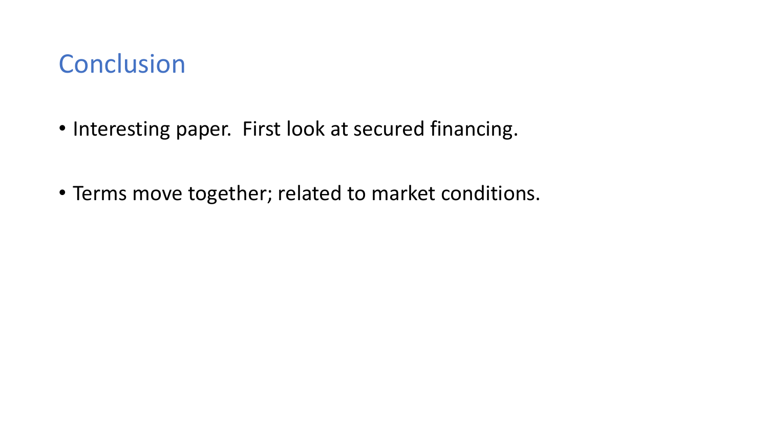# Conclusion

- Interesting paper.  First look at secured financing.
- Terms move together; related to market conditions.